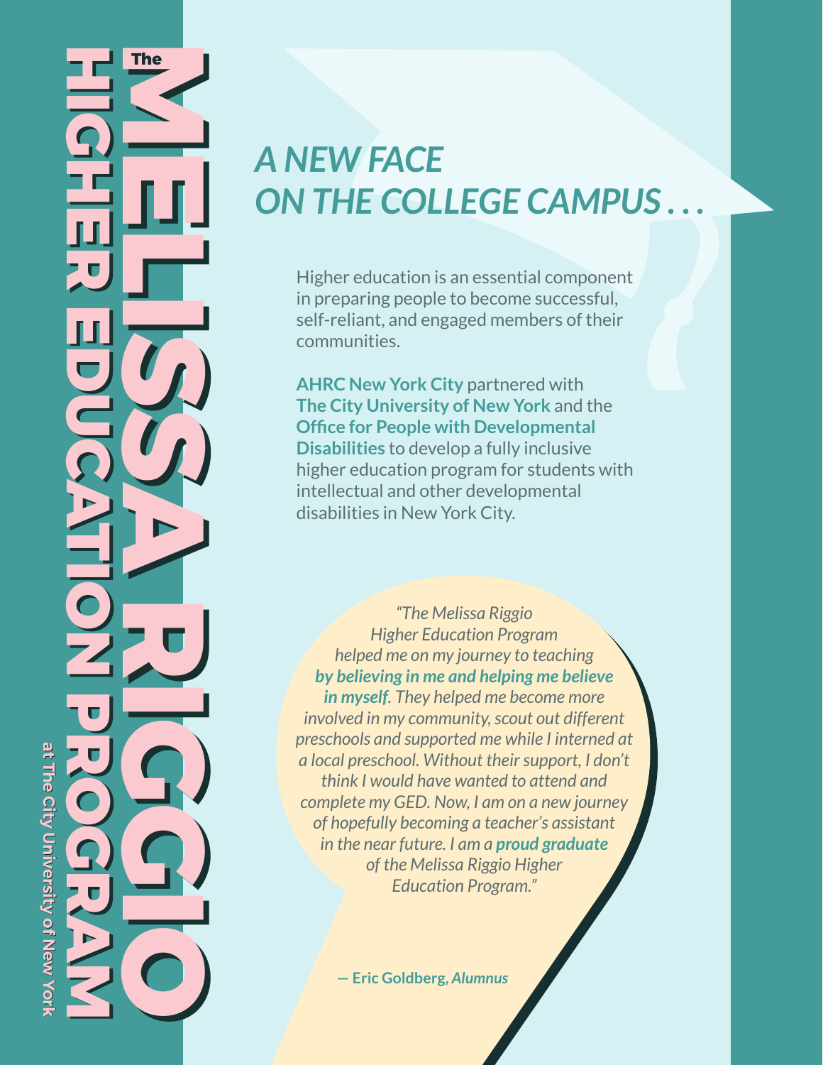# The MELISSA RIGGIO HIGHER EDUCATION PROGRAM

at The City University of New York

## *A NEW FACE ON THE COLLEGE CAMPUS . . .*

Higher education is an essential component in preparing people to become successful, self-reliant, and engaged members of their communities.

**AHRC New York City** partnered with **The City University of New York** and the **Office for People with Developmental Disabilities** to develop a fully inclusive higher education program for students with intellectual and other developmental disabilities in New York City.

*"The Melissa Riggio Higher Education Program helped me on my journey to teaching* ***by believing in me and helping me believe in myself****. They helped me become more involved in my community, scout out different preschools and supported me while I interned at a local preschool. Without their support, I don't think I would have wanted to attend and complete my GED. Now, I am on a new journey of hopefully becoming a teacher's assistant in the near future. I am a* ***proud graduate*** *of the Melissa Riggio Higher Education Program."*

**— Eric Goldberg,** ***Alumnus***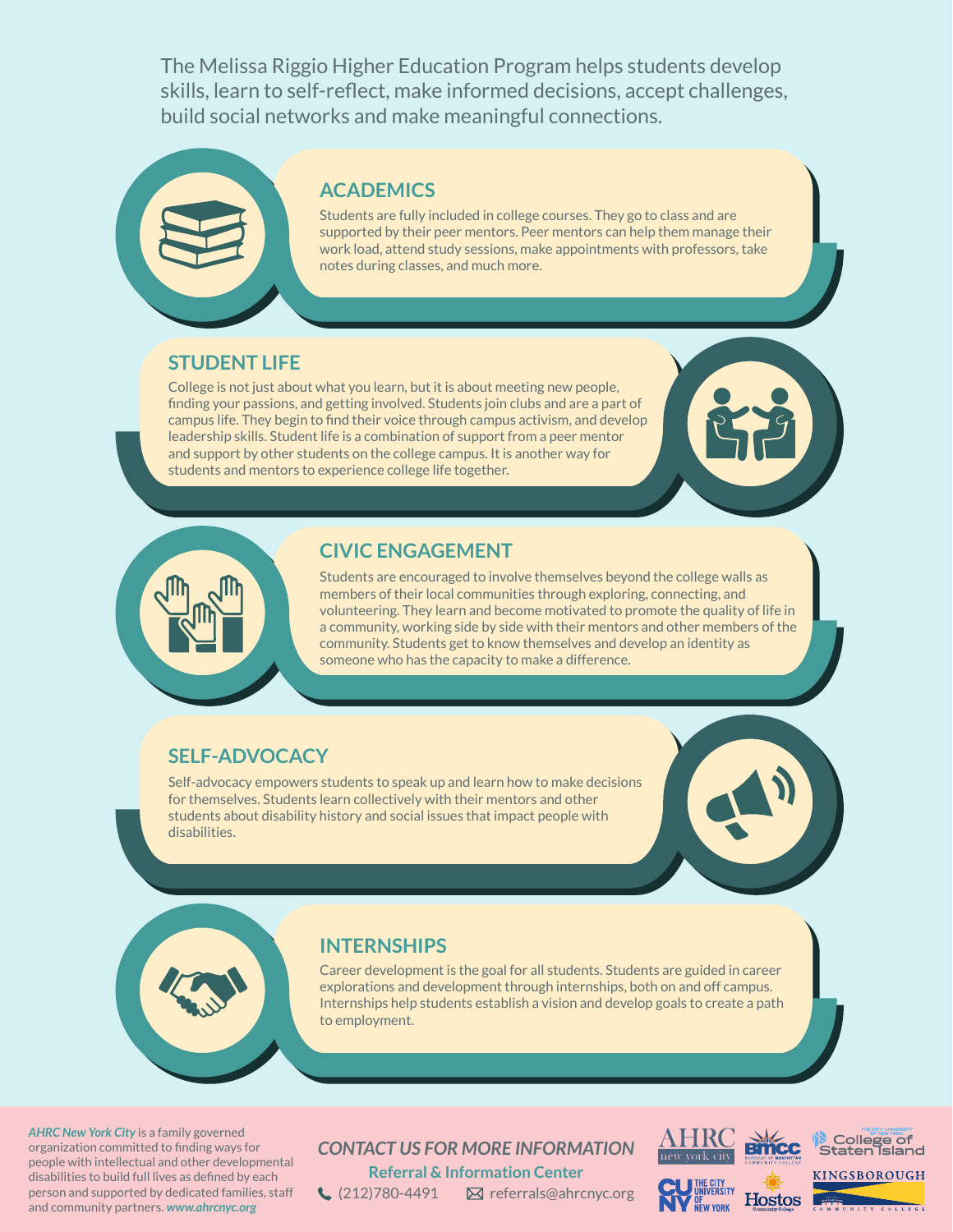The Melissa Riggio Higher Education Program helps students develop skills, learn to self-reflect, make informed decisions, accept challenges, build social networks and make meaningful connections.

## ACADEMICS

Students are fully included in college courses. They go to class and are supported by their peer mentors. Peer mentors can help them manage their work load, attend study sessions, make appointments with professors, take notes during classes, and much more.

## STUDENT LIFE

College is not just about what you learn, but it is about meeting new people, finding your passions, and getting involved. Students join clubs and are a part of campus life. They begin to find their voice through campus activism, and develop leadership skills. Student life is a combination of support from a peer mentor and support by other students on the college campus. It is another way for students and mentors to experience college life together.

## CIVIC ENGAGEMENT

Students are encouraged to involve themselves beyond the college walls as members of their local communities through exploring, connecting, and volunteering. They learn and become motivated to promote the quality of life in a community, working side by side with their mentors and other members of the community. Students get to know themselves and develop an identity as someone who has the capacity to make a difference.

## SELF-ADVOCACY

Self-advocacy empowers students to speak up and learn how to make decisions for themselves. Students learn collectively with their mentors and other students about disability history and social issues that impact people with disabilities.

## INTERNSHIPS

Career development is the goal for all students. Students are guided in career explorations and development through internships, both on and off campus. Internships help students establish a vision and develop goals to create a path to employment.

***AHRC New York City*** is a family governed organization committed to finding ways for people with intellectual and other developmental disabilities to build full lives as defined by each person and supported by dedicated families, staff and community partners. ***www.ahrcnyc.org***

***CONTACT US FOR MORE INFORMATION***

**Referral & Information Center**

(212)780-4491  referrals@ahrcnyc.org

AHRC new york city · BMCC Borough of Manhattan Community College · College of Staten Island · CUNY The City University of New York · Hostos Community College · Kingsborough Community College